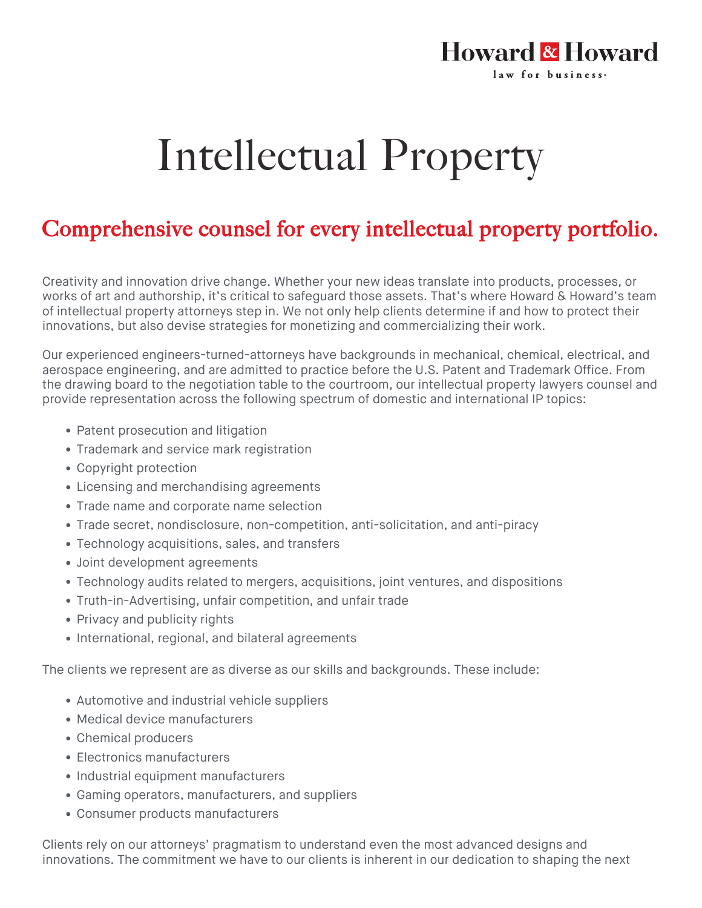Howard & Howard
law for business.

# Intellectual Property

## Comprehensive counsel for every intellectual property portfolio.

Creativity and innovation drive change. Whether your new ideas translate into products, processes, or works of art and authorship, it's critical to safeguard those assets. That's where Howard & Howard's team of intellectual property attorneys step in. We not only help clients determine if and how to protect their innovations, but also devise strategies for monetizing and commercializing their work.

Our experienced engineers-turned-attorneys have backgrounds in mechanical, chemical, electrical, and aerospace engineering, and are admitted to practice before the U.S. Patent and Trademark Office. From the drawing board to the negotiation table to the courtroom, our intellectual property lawyers counsel and provide representation across the following spectrum of domestic and international IP topics:

- Patent prosecution and litigation
- Trademark and service mark registration
- Copyright protection
- Licensing and merchandising agreements
- Trade name and corporate name selection
- Trade secret, nondisclosure, non-competition, anti-solicitation, and anti-piracy
- Technology acquisitions, sales, and transfers
- Joint development agreements
- Technology audits related to mergers, acquisitions, joint ventures, and dispositions
- Truth-in-Advertising, unfair competition, and unfair trade
- Privacy and publicity rights
- International, regional, and bilateral agreements

The clients we represent are as diverse as our skills and backgrounds. These include:

- Automotive and industrial vehicle suppliers
- Medical device manufacturers
- Chemical producers
- Electronics manufacturers
- Industrial equipment manufacturers
- Gaming operators, manufacturers, and suppliers
- Consumer products manufacturers

Clients rely on our attorneys' pragmatism to understand even the most advanced designs and innovations. The commitment we have to our clients is inherent in our dedication to shaping the next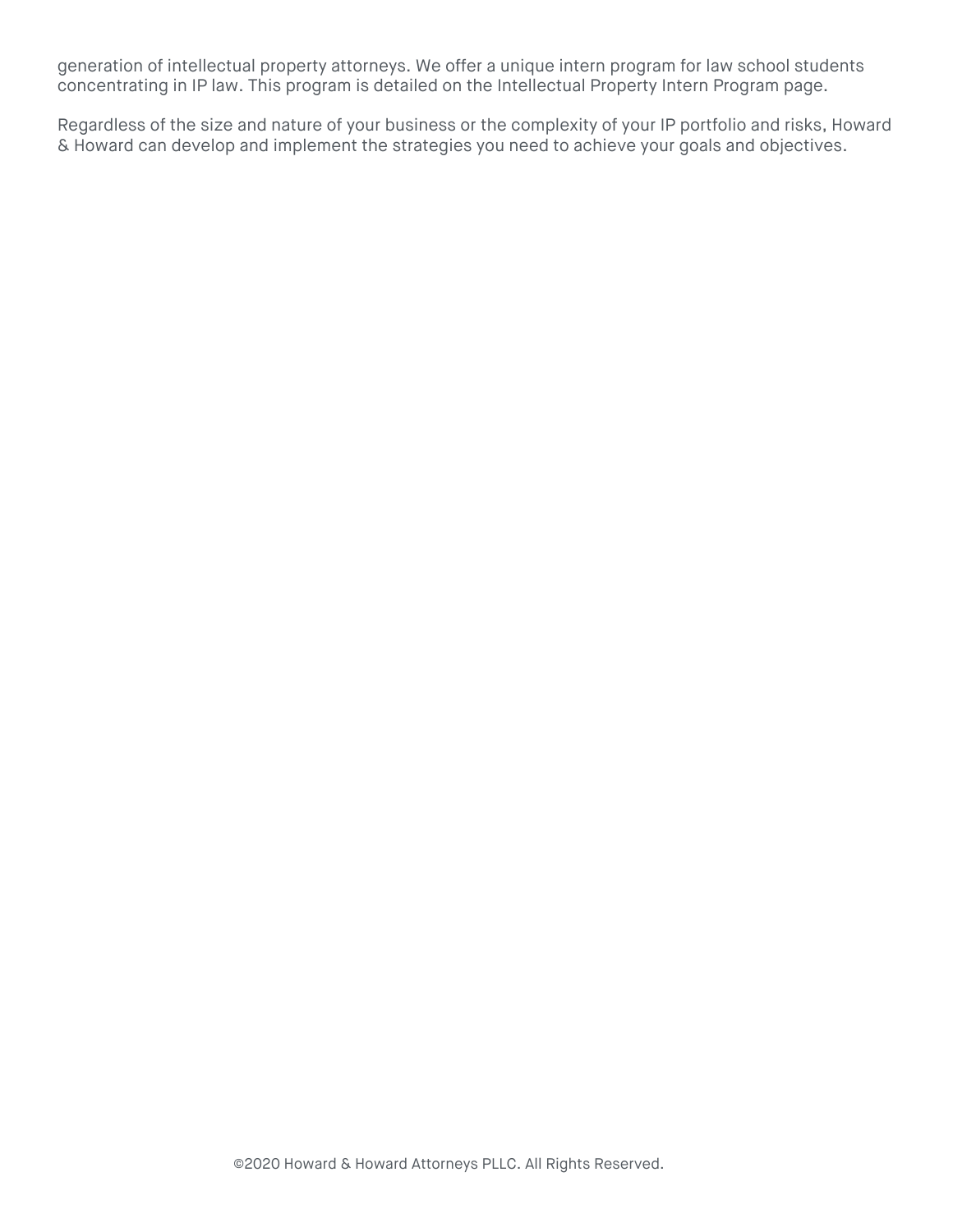generation of intellectual property attorneys. We offer a unique intern program for law school students concentrating in IP law. This program is detailed on the Intellectual Property Intern Program page.

Regardless of the size and nature of your business or the complexity of your IP portfolio and risks, Howard & Howard can develop and implement the strategies you need to achieve your goals and objectives.

©2020 Howard & Howard Attorneys PLLC. All Rights Reserved.